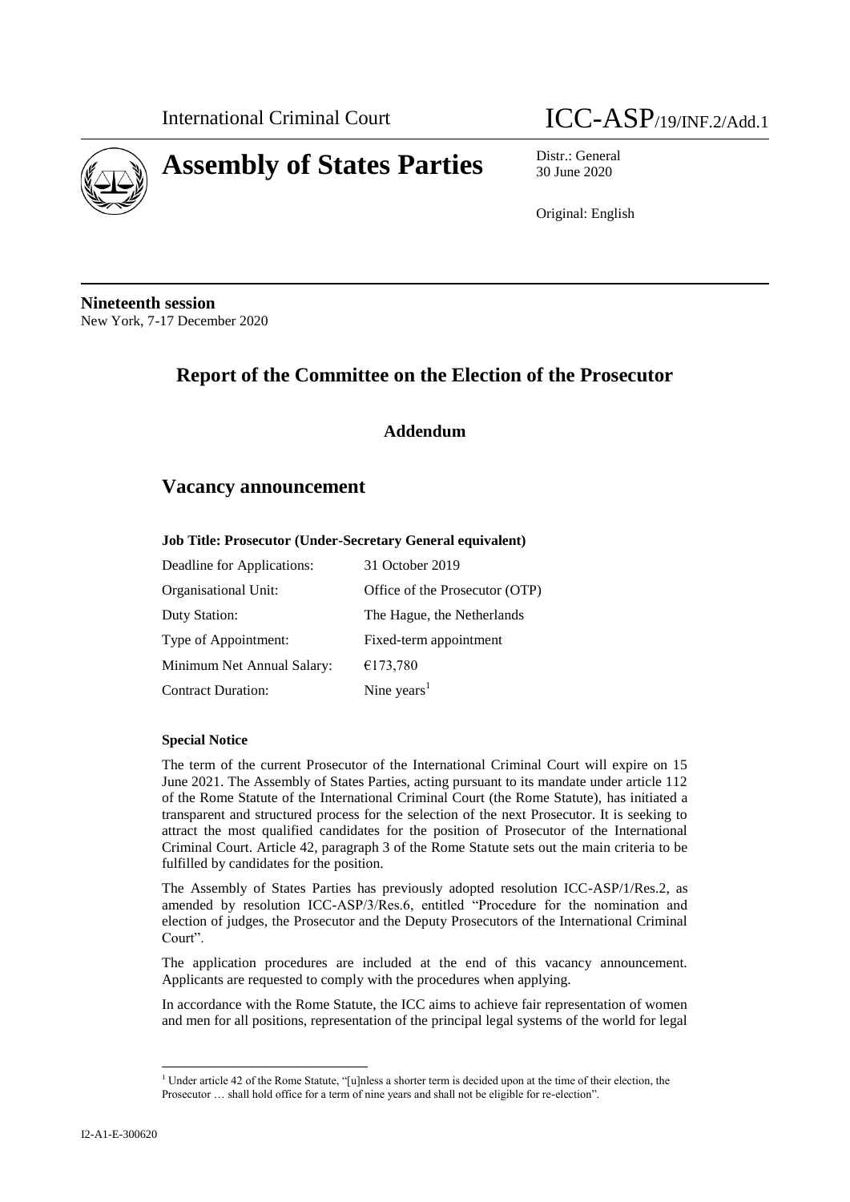International Criminal Court — ICC-ASP/19/INF.2/Add.1

# Assembly of States Parties

Distr.: General
30 June 2020

Original: English

**Nineteenth session**
New York, 7-17 December 2020

# Report of the Committee on the Election of the Prosecutor

## Addendum

## Vacancy announcement

**Job Title: Prosecutor (Under-Secretary General equivalent)**

| | |
|---|---|
| Deadline for Applications: | 31 October 2019 |
| Organisational Unit: | Office of the Prosecutor (OTP) |
| Duty Station: | The Hague, the Netherlands |
| Type of Appointment: | Fixed-term appointment |
| Minimum Net Annual Salary: | €173,780 |
| Contract Duration: | Nine years[1] |

**Special Notice**

The term of the current Prosecutor of the International Criminal Court will expire on 15 June 2021. The Assembly of States Parties, acting pursuant to its mandate under article 112 of the Rome Statute of the International Criminal Court (the Rome Statute), has initiated a transparent and structured process for the selection of the next Prosecutor. It is seeking to attract the most qualified candidates for the position of Prosecutor of the International Criminal Court. Article 42, paragraph 3 of the Rome Statute sets out the main criteria to be fulfilled by candidates for the position.

The Assembly of States Parties has previously adopted resolution ICC-ASP/1/Res.2, as amended by resolution ICC-ASP/3/Res.6, entitled "Procedure for the nomination and election of judges, the Prosecutor and the Deputy Prosecutors of the International Criminal Court".

The application procedures are included at the end of this vacancy announcement. Applicants are requested to comply with the procedures when applying.

In accordance with the Rome Statute, the ICC aims to achieve fair representation of women and men for all positions, representation of the principal legal systems of the world for legal

[1] Under article 42 of the Rome Statute, "[u]nless a shorter term is decided upon at the time of their election, the Prosecutor … shall hold office for a term of nine years and shall not be eligible for re-election".

I2-A1-E-300620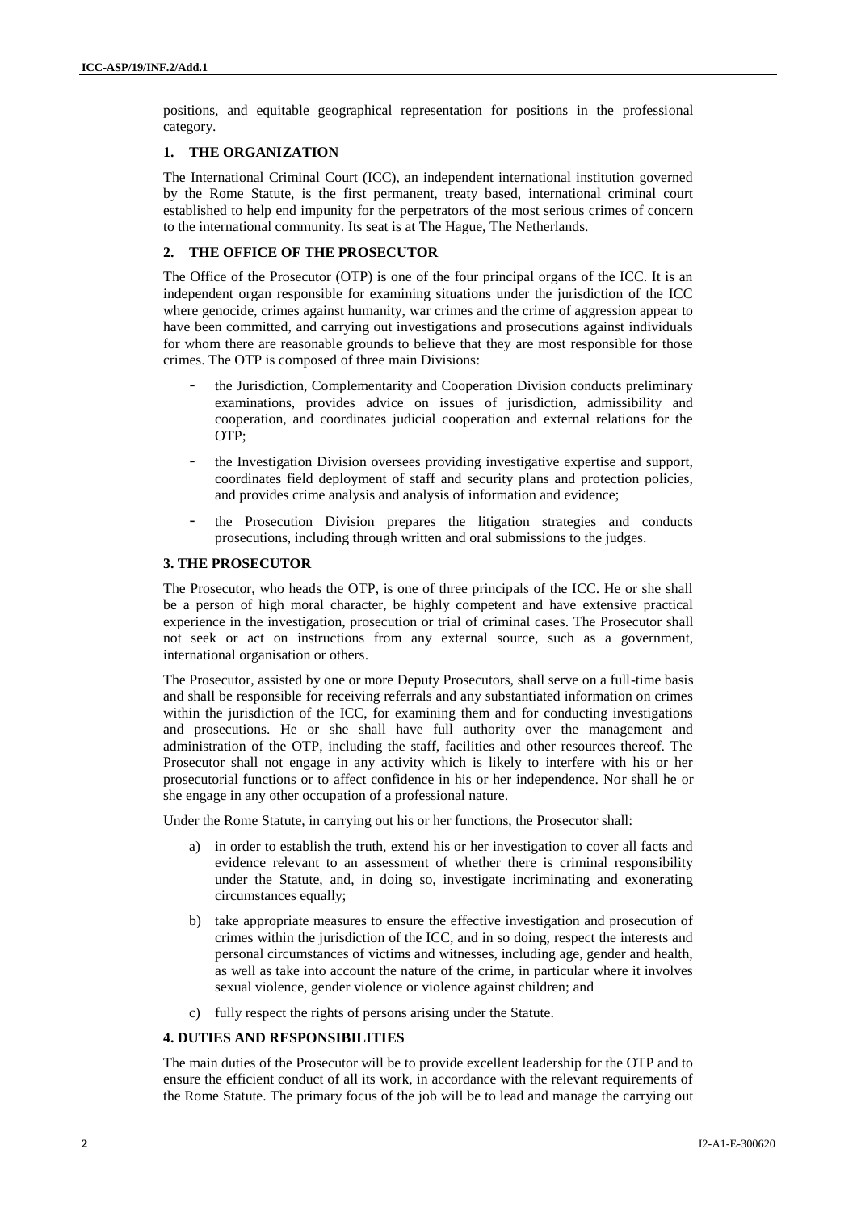positions, and equitable geographical representation for positions in the professional category.

### 1. THE ORGANIZATION

The International Criminal Court (ICC), an independent international institution governed by the Rome Statute, is the first permanent, treaty based, international criminal court established to help end impunity for the perpetrators of the most serious crimes of concern to the international community. Its seat is at The Hague, The Netherlands.

### 2. THE OFFICE OF THE PROSECUTOR

The Office of the Prosecutor (OTP) is one of the four principal organs of the ICC. It is an independent organ responsible for examining situations under the jurisdiction of the ICC where genocide, crimes against humanity, war crimes and the crime of aggression appear to have been committed, and carrying out investigations and prosecutions against individuals for whom there are reasonable grounds to believe that they are most responsible for those crimes. The OTP is composed of three main Divisions:

- the Jurisdiction, Complementarity and Cooperation Division conducts preliminary examinations, provides advice on issues of jurisdiction, admissibility and cooperation, and coordinates judicial cooperation and external relations for the OTP;
- the Investigation Division oversees providing investigative expertise and support, coordinates field deployment of staff and security plans and protection policies, and provides crime analysis and analysis of information and evidence;
- the Prosecution Division prepares the litigation strategies and conducts prosecutions, including through written and oral submissions to the judges.

### 3. THE PROSECUTOR

The Prosecutor, who heads the OTP, is one of three principals of the ICC. He or she shall be a person of high moral character, be highly competent and have extensive practical experience in the investigation, prosecution or trial of criminal cases. The Prosecutor shall not seek or act on instructions from any external source, such as a government, international organisation or others.

The Prosecutor, assisted by one or more Deputy Prosecutors, shall serve on a full-time basis and shall be responsible for receiving referrals and any substantiated information on crimes within the jurisdiction of the ICC, for examining them and for conducting investigations and prosecutions. He or she shall have full authority over the management and administration of the OTP, including the staff, facilities and other resources thereof. The Prosecutor shall not engage in any activity which is likely to interfere with his or her prosecutorial functions or to affect confidence in his or her independence. Nor shall he or she engage in any other occupation of a professional nature.

Under the Rome Statute, in carrying out his or her functions, the Prosecutor shall:

a) in order to establish the truth, extend his or her investigation to cover all facts and evidence relevant to an assessment of whether there is criminal responsibility under the Statute, and, in doing so, investigate incriminating and exonerating circumstances equally;

b) take appropriate measures to ensure the effective investigation and prosecution of crimes within the jurisdiction of the ICC, and in so doing, respect the interests and personal circumstances of victims and witnesses, including age, gender and health, as well as take into account the nature of the crime, in particular where it involves sexual violence, gender violence or violence against children; and

c) fully respect the rights of persons arising under the Statute.

### 4. DUTIES AND RESPONSIBILITIES

The main duties of the Prosecutor will be to provide excellent leadership for the OTP and to ensure the efficient conduct of all its work, in accordance with the relevant requirements of the Rome Statute. The primary focus of the job will be to lead and manage the carrying out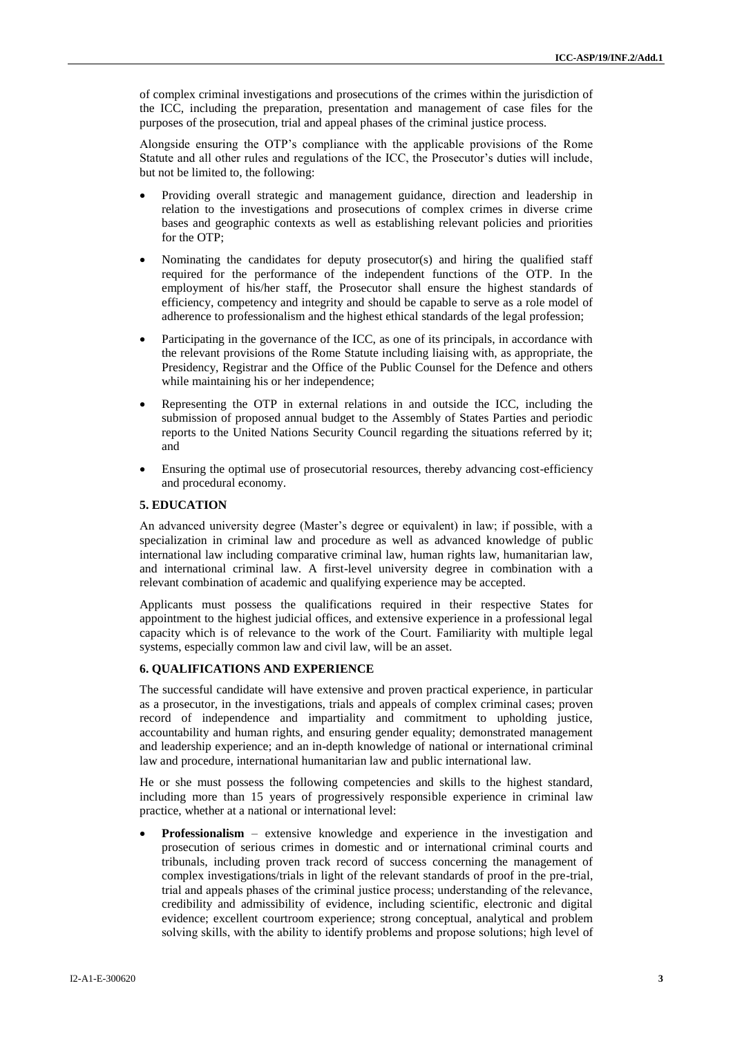of complex criminal investigations and prosecutions of the crimes within the jurisdiction of the ICC, including the preparation, presentation and management of case files for the purposes of the prosecution, trial and appeal phases of the criminal justice process.

Alongside ensuring the OTP's compliance with the applicable provisions of the Rome Statute and all other rules and regulations of the ICC, the Prosecutor's duties will include, but not be limited to, the following:

- Providing overall strategic and management guidance, direction and leadership in relation to the investigations and prosecutions of complex crimes in diverse crime bases and geographic contexts as well as establishing relevant policies and priorities for the OTP;
- Nominating the candidates for deputy prosecutor(s) and hiring the qualified staff required for the performance of the independent functions of the OTP. In the employment of his/her staff, the Prosecutor shall ensure the highest standards of efficiency, competency and integrity and should be capable to serve as a role model of adherence to professionalism and the highest ethical standards of the legal profession;
- Participating in the governance of the ICC, as one of its principals, in accordance with the relevant provisions of the Rome Statute including liaising with, as appropriate, the Presidency, Registrar and the Office of the Public Counsel for the Defence and others while maintaining his or her independence;
- Representing the OTP in external relations in and outside the ICC, including the submission of proposed annual budget to the Assembly of States Parties and periodic reports to the United Nations Security Council regarding the situations referred by it; and
- Ensuring the optimal use of prosecutorial resources, thereby advancing cost-efficiency and procedural economy.

### 5. EDUCATION

An advanced university degree (Master's degree or equivalent) in law; if possible, with a specialization in criminal law and procedure as well as advanced knowledge of public international law including comparative criminal law, human rights law, humanitarian law, and international criminal law. A first-level university degree in combination with a relevant combination of academic and qualifying experience may be accepted.

Applicants must possess the qualifications required in their respective States for appointment to the highest judicial offices, and extensive experience in a professional legal capacity which is of relevance to the work of the Court. Familiarity with multiple legal systems, especially common law and civil law, will be an asset.

### 6. QUALIFICATIONS AND EXPERIENCE

The successful candidate will have extensive and proven practical experience, in particular as a prosecutor, in the investigations, trials and appeals of complex criminal cases; proven record of independence and impartiality and commitment to upholding justice, accountability and human rights, and ensuring gender equality; demonstrated management and leadership experience; and an in-depth knowledge of national or international criminal law and procedure, international humanitarian law and public international law.

He or she must possess the following competencies and skills to the highest standard, including more than 15 years of progressively responsible experience in criminal law practice, whether at a national or international level:

- **Professionalism** – extensive knowledge and experience in the investigation and prosecution of serious crimes in domestic and or international criminal courts and tribunals, including proven track record of success concerning the management of complex investigations/trials in light of the relevant standards of proof in the pre-trial, trial and appeals phases of the criminal justice process; understanding of the relevance, credibility and admissibility of evidence, including scientific, electronic and digital evidence; excellent courtroom experience; strong conceptual, analytical and problem solving skills, with the ability to identify problems and propose solutions; high level of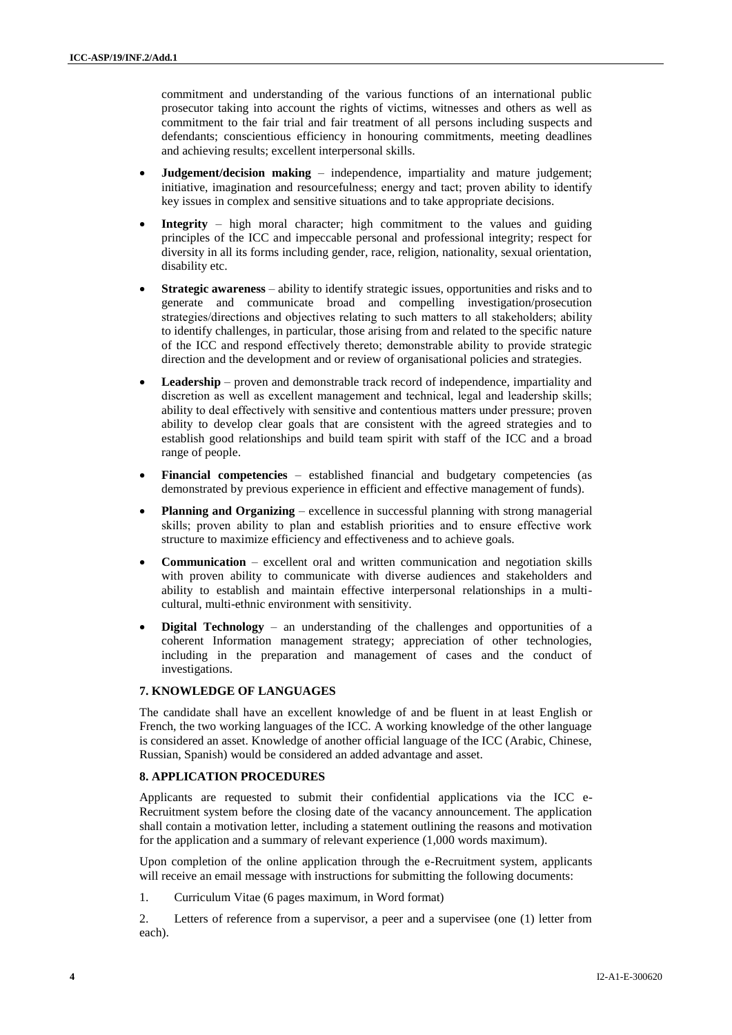commitment and understanding of the various functions of an international public prosecutor taking into account the rights of victims, witnesses and others as well as commitment to the fair trial and fair treatment of all persons including suspects and defendants; conscientious efficiency in honouring commitments, meeting deadlines and achieving results; excellent interpersonal skills.

- **Judgement/decision making** – independence, impartiality and mature judgement; initiative, imagination and resourcefulness; energy and tact; proven ability to identify key issues in complex and sensitive situations and to take appropriate decisions.
- **Integrity** – high moral character; high commitment to the values and guiding principles of the ICC and impeccable personal and professional integrity; respect for diversity in all its forms including gender, race, religion, nationality, sexual orientation, disability etc.
- **Strategic awareness** – ability to identify strategic issues, opportunities and risks and to generate and communicate broad and compelling investigation/prosecution strategies/directions and objectives relating to such matters to all stakeholders; ability to identify challenges, in particular, those arising from and related to the specific nature of the ICC and respond effectively thereto; demonstrable ability to provide strategic direction and the development and or review of organisational policies and strategies.
- **Leadership** – proven and demonstrable track record of independence, impartiality and discretion as well as excellent management and technical, legal and leadership skills; ability to deal effectively with sensitive and contentious matters under pressure; proven ability to develop clear goals that are consistent with the agreed strategies and to establish good relationships and build team spirit with staff of the ICC and a broad range of people.
- **Financial competencies** – established financial and budgetary competencies (as demonstrated by previous experience in efficient and effective management of funds).
- **Planning and Organizing** – excellence in successful planning with strong managerial skills; proven ability to plan and establish priorities and to ensure effective work structure to maximize efficiency and effectiveness and to achieve goals.
- **Communication** – excellent oral and written communication and negotiation skills with proven ability to communicate with diverse audiences and stakeholders and ability to establish and maintain effective interpersonal relationships in a multi-cultural, multi-ethnic environment with sensitivity.
- **Digital Technology** – an understanding of the challenges and opportunities of a coherent Information management strategy; appreciation of other technologies, including in the preparation and management of cases and the conduct of investigations.

### 7. KNOWLEDGE OF LANGUAGES

The candidate shall have an excellent knowledge of and be fluent in at least English or French, the two working languages of the ICC. A working knowledge of the other language is considered an asset. Knowledge of another official language of the ICC (Arabic, Chinese, Russian, Spanish) would be considered an added advantage and asset.

### 8. APPLICATION PROCEDURES

Applicants are requested to submit their confidential applications via the ICC e-Recruitment system before the closing date of the vacancy announcement. The application shall contain a motivation letter, including a statement outlining the reasons and motivation for the application and a summary of relevant experience (1,000 words maximum).

Upon completion of the online application through the e-Recruitment system, applicants will receive an email message with instructions for submitting the following documents:

1. Curriculum Vitae (6 pages maximum, in Word format)

2. Letters of reference from a supervisor, a peer and a supervisee (one (1) letter from each).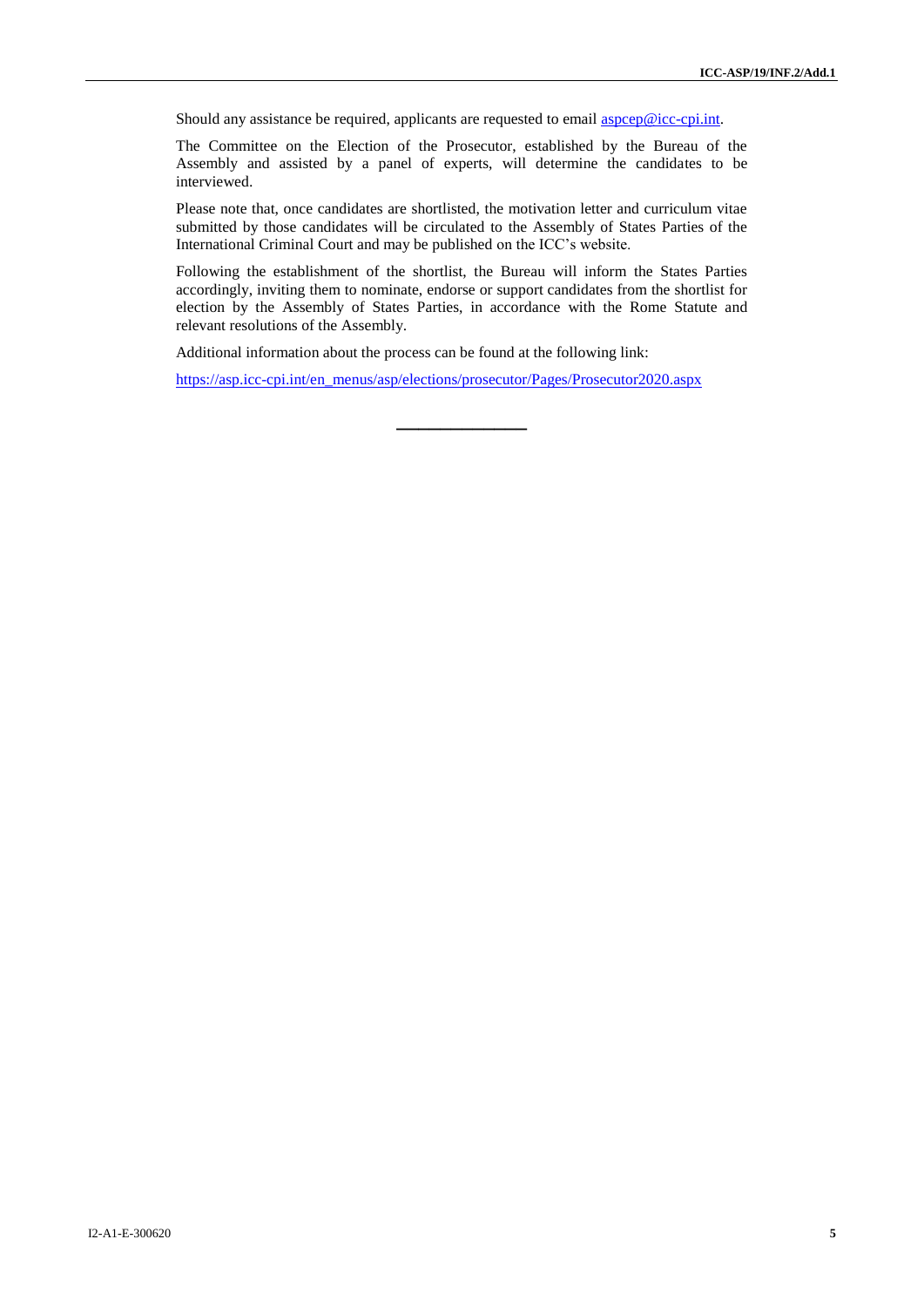Should any assistance be required, applicants are requested to email [aspcep@icc-cpi.int](mailto:aspcep@icc-cpi.int).

The Committee on the Election of the Prosecutor, established by the Bureau of the Assembly and assisted by a panel of experts, will determine the candidates to be interviewed.

Please note that, once candidates are shortlisted, the motivation letter and curriculum vitae submitted by those candidates will be circulated to the Assembly of States Parties of the International Criminal Court and may be published on the ICC's website.

Following the establishment of the shortlist, the Bureau will inform the States Parties accordingly, inviting them to nominate, endorse or support candidates from the shortlist for election by the Assembly of States Parties, in accordance with the Rome Statute and relevant resolutions of the Assembly.

Additional information about the process can be found at the following link:

[https://asp.icc-cpi.int/en_menus/asp/elections/prosecutor/Pages/Prosecutor2020.aspx](https://asp.icc-cpi.int/en_menus/asp/elections/prosecutor/Pages/Prosecutor2020.aspx)

---